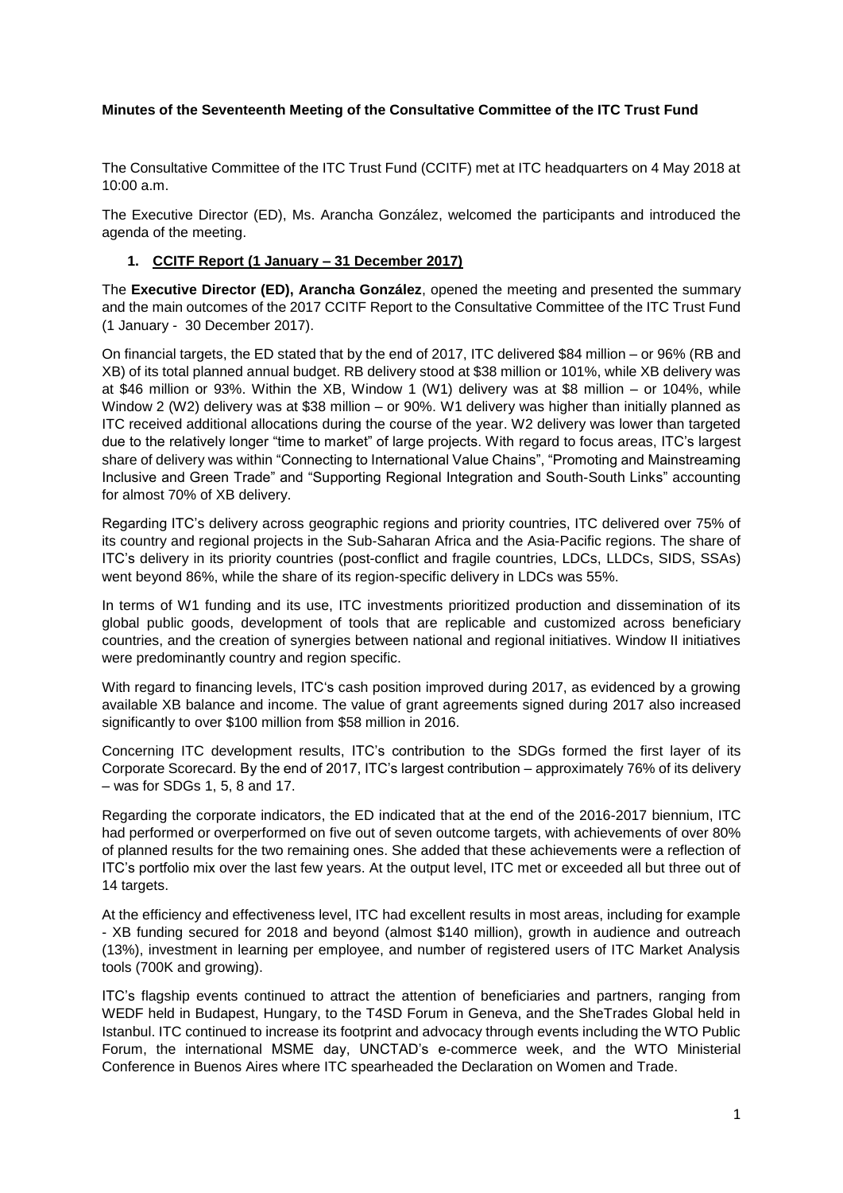**Minutes of the Seventeenth Meeting of the Consultative Committee of the ITC Trust Fund**

The Consultative Committee of the ITC Trust Fund (CCITF) met at ITC headquarters on 4 May 2018 at 10:00 a.m.

The Executive Director (ED), Ms. Arancha González, welcomed the participants and introduced the agenda of the meeting.

1. **CCITF Report (1 January – 31 December 2017)**

The **Executive Director (ED), Arancha González**, opened the meeting and presented the summary and the main outcomes of the 2017 CCITF Report to the Consultative Committee of the ITC Trust Fund (1 January - 30 December 2017).

On financial targets, the ED stated that by the end of 2017, ITC delivered \$84 million – or 96% (RB and XB) of its total planned annual budget. RB delivery stood at \$38 million or 101%, while XB delivery was at \$46 million or 93%. Within the XB, Window 1 (W1) delivery was at \$8 million – or 104%, while Window 2 (W2) delivery was at \$38 million – or 90%. W1 delivery was higher than initially planned as ITC received additional allocations during the course of the year. W2 delivery was lower than targeted due to the relatively longer "time to market" of large projects. With regard to focus areas, ITC's largest share of delivery was within "Connecting to International Value Chains", "Promoting and Mainstreaming Inclusive and Green Trade" and "Supporting Regional Integration and South-South Links" accounting for almost 70% of XB delivery.

Regarding ITC's delivery across geographic regions and priority countries, ITC delivered over 75% of its country and regional projects in the Sub-Saharan Africa and the Asia-Pacific regions. The share of ITC's delivery in its priority countries (post-conflict and fragile countries, LDCs, LLDCs, SIDS, SSAs) went beyond 86%, while the share of its region-specific delivery in LDCs was 55%.

In terms of W1 funding and its use, ITC investments prioritized production and dissemination of its global public goods, development of tools that are replicable and customized across beneficiary countries, and the creation of synergies between national and regional initiatives. Window II initiatives were predominantly country and region specific.

With regard to financing levels, ITC's cash position improved during 2017, as evidenced by a growing available XB balance and income. The value of grant agreements signed during 2017 also increased significantly to over \$100 million from \$58 million in 2016.

Concerning ITC development results, ITC's contribution to the SDGs formed the first layer of its Corporate Scorecard. By the end of 2017, ITC's largest contribution – approximately 76% of its delivery – was for SDGs 1, 5, 8 and 17.

Regarding the corporate indicators, the ED indicated that at the end of the 2016-2017 biennium, ITC had performed or overperformed on five out of seven outcome targets, with achievements of over 80% of planned results for the two remaining ones. She added that these achievements were a reflection of ITC's portfolio mix over the last few years. At the output level, ITC met or exceeded all but three out of 14 targets.

At the efficiency and effectiveness level, ITC had excellent results in most areas, including for example - XB funding secured for 2018 and beyond (almost \$140 million), growth in audience and outreach (13%), investment in learning per employee, and number of registered users of ITC Market Analysis tools (700K and growing).

ITC's flagship events continued to attract the attention of beneficiaries and partners, ranging from WEDF held in Budapest, Hungary, to the T4SD Forum in Geneva, and the SheTrades Global held in Istanbul. ITC continued to increase its footprint and advocacy through events including the WTO Public Forum, the international MSME day, UNCTAD's e-commerce week, and the WTO Ministerial Conference in Buenos Aires where ITC spearheaded the Declaration on Women and Trade.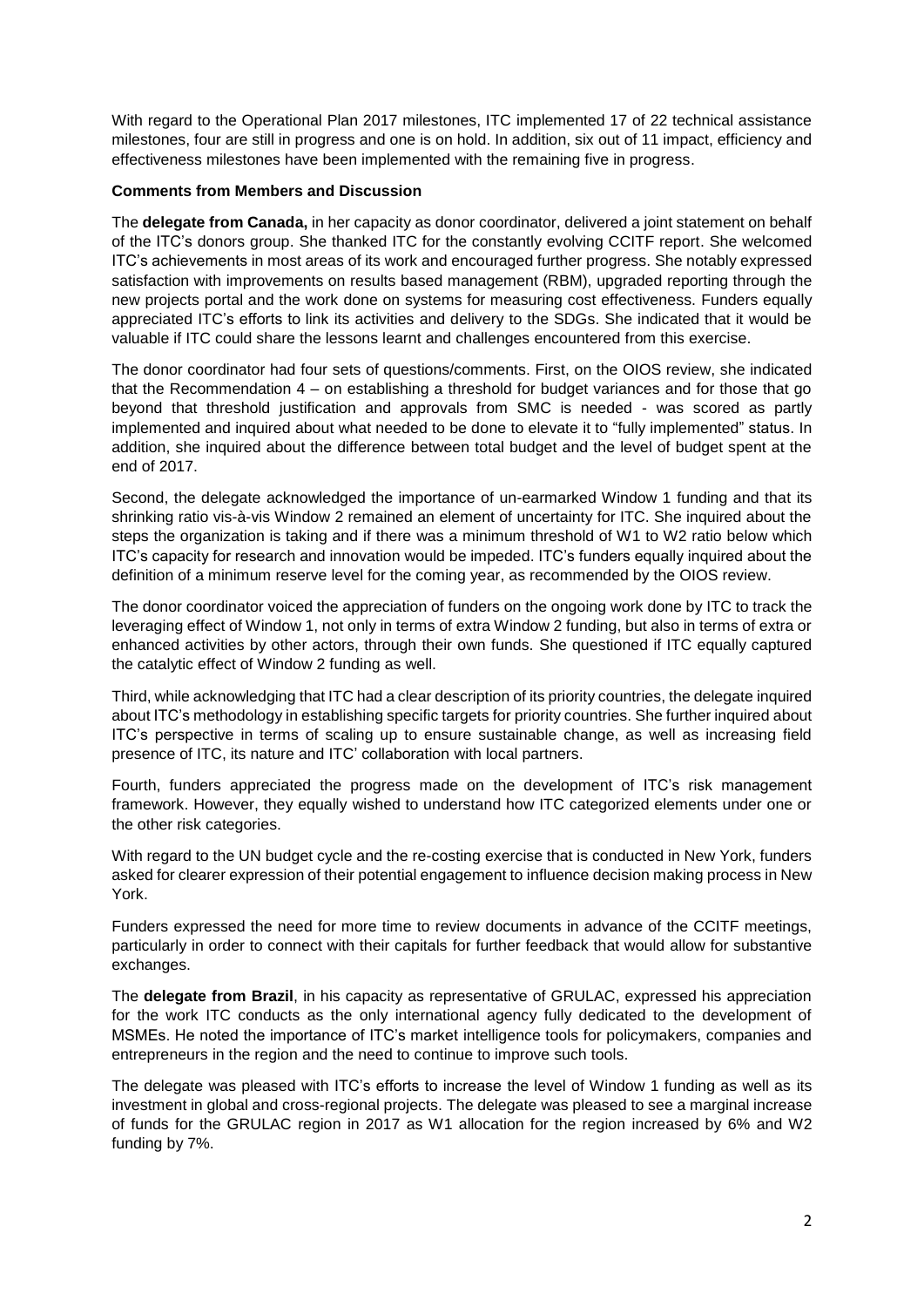With regard to the Operational Plan 2017 milestones, ITC implemented 17 of 22 technical assistance milestones, four are still in progress and one is on hold. In addition, six out of 11 impact, efficiency and effectiveness milestones have been implemented with the remaining five in progress.

**Comments from Members and Discussion**

The **delegate from Canada,** in her capacity as donor coordinator, delivered a joint statement on behalf of the ITC's donors group. She thanked ITC for the constantly evolving CCITF report. She welcomed ITC's achievements in most areas of its work and encouraged further progress. She notably expressed satisfaction with improvements on results based management (RBM), upgraded reporting through the new projects portal and the work done on systems for measuring cost effectiveness. Funders equally appreciated ITC's efforts to link its activities and delivery to the SDGs. She indicated that it would be valuable if ITC could share the lessons learnt and challenges encountered from this exercise.

The donor coordinator had four sets of questions/comments. First, on the OIOS review, she indicated that the Recommendation 4 – on establishing a threshold for budget variances and for those that go beyond that threshold justification and approvals from SMC is needed - was scored as partly implemented and inquired about what needed to be done to elevate it to "fully implemented" status. In addition, she inquired about the difference between total budget and the level of budget spent at the end of 2017.

Second, the delegate acknowledged the importance of un-earmarked Window 1 funding and that its shrinking ratio vis-à-vis Window 2 remained an element of uncertainty for ITC. She inquired about the steps the organization is taking and if there was a minimum threshold of W1 to W2 ratio below which ITC's capacity for research and innovation would be impeded. ITC's funders equally inquired about the definition of a minimum reserve level for the coming year, as recommended by the OIOS review.

The donor coordinator voiced the appreciation of funders on the ongoing work done by ITC to track the leveraging effect of Window 1, not only in terms of extra Window 2 funding, but also in terms of extra or enhanced activities by other actors, through their own funds. She questioned if ITC equally captured the catalytic effect of Window 2 funding as well.

Third, while acknowledging that ITC had a clear description of its priority countries, the delegate inquired about ITC's methodology in establishing specific targets for priority countries. She further inquired about ITC's perspective in terms of scaling up to ensure sustainable change, as well as increasing field presence of ITC, its nature and ITC' collaboration with local partners.

Fourth, funders appreciated the progress made on the development of ITC's risk management framework. However, they equally wished to understand how ITC categorized elements under one or the other risk categories.

With regard to the UN budget cycle and the re-costing exercise that is conducted in New York, funders asked for clearer expression of their potential engagement to influence decision making process in New York.

Funders expressed the need for more time to review documents in advance of the CCITF meetings, particularly in order to connect with their capitals for further feedback that would allow for substantive exchanges.

The **delegate from Brazil**, in his capacity as representative of GRULAC, expressed his appreciation for the work ITC conducts as the only international agency fully dedicated to the development of MSMEs. He noted the importance of ITC's market intelligence tools for policymakers, companies and entrepreneurs in the region and the need to continue to improve such tools.

The delegate was pleased with ITC's efforts to increase the level of Window 1 funding as well as its investment in global and cross-regional projects. The delegate was pleased to see a marginal increase of funds for the GRULAC region in 2017 as W1 allocation for the region increased by 6% and W2 funding by 7%.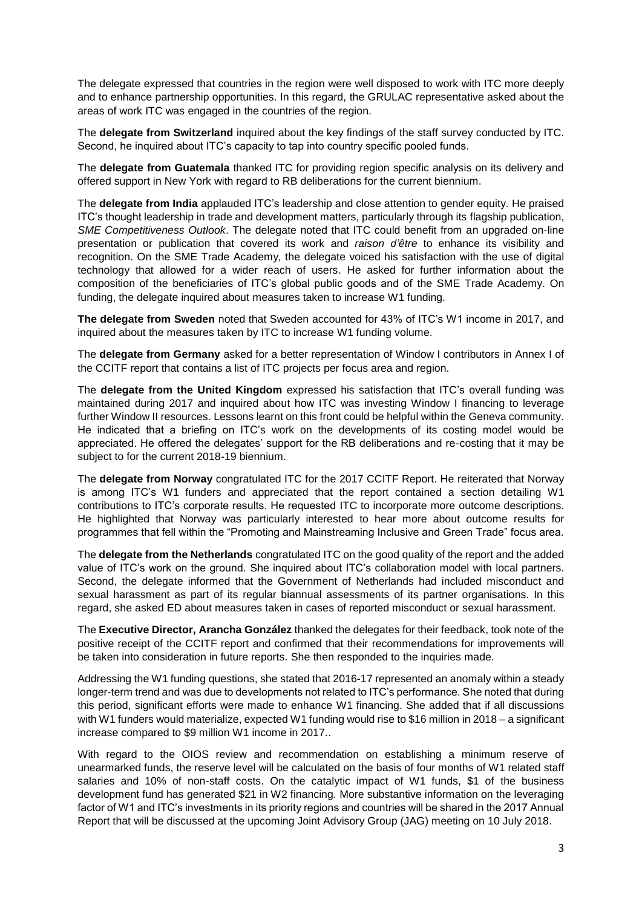The delegate expressed that countries in the region were well disposed to work with ITC more deeply and to enhance partnership opportunities. In this regard, the GRULAC representative asked about the areas of work ITC was engaged in the countries of the region.

The **delegate from Switzerland** inquired about the key findings of the staff survey conducted by ITC. Second, he inquired about ITC's capacity to tap into country specific pooled funds.

The **delegate from Guatemala** thanked ITC for providing region specific analysis on its delivery and offered support in New York with regard to RB deliberations for the current biennium.

The **delegate from India** applauded ITC's leadership and close attention to gender equity. He praised ITC's thought leadership in trade and development matters, particularly through its flagship publication, *SME Competitiveness Outlook*. The delegate noted that ITC could benefit from an upgraded on-line presentation or publication that covered its work and *raison d'être* to enhance its visibility and recognition. On the SME Trade Academy, the delegate voiced his satisfaction with the use of digital technology that allowed for a wider reach of users. He asked for further information about the composition of the beneficiaries of ITC's global public goods and of the SME Trade Academy. On funding, the delegate inquired about measures taken to increase W1 funding.

**The delegate from Sweden** noted that Sweden accounted for 43% of ITC's W1 income in 2017, and inquired about the measures taken by ITC to increase W1 funding volume.

The **delegate from Germany** asked for a better representation of Window I contributors in Annex I of the CCITF report that contains a list of ITC projects per focus area and region.

The **delegate from the United Kingdom** expressed his satisfaction that ITC's overall funding was maintained during 2017 and inquired about how ITC was investing Window I financing to leverage further Window II resources. Lessons learnt on this front could be helpful within the Geneva community. He indicated that a briefing on ITC's work on the developments of its costing model would be appreciated. He offered the delegates' support for the RB deliberations and re-costing that it may be subject to for the current 2018-19 biennium.

The **delegate from Norway** congratulated ITC for the 2017 CCITF Report. He reiterated that Norway is among ITC's W1 funders and appreciated that the report contained a section detailing W1 contributions to ITC's corporate results. He requested ITC to incorporate more outcome descriptions. He highlighted that Norway was particularly interested to hear more about outcome results for programmes that fell within the "Promoting and Mainstreaming Inclusive and Green Trade" focus area.

The **delegate from the Netherlands** congratulated ITC on the good quality of the report and the added value of ITC's work on the ground. She inquired about ITC's collaboration model with local partners. Second, the delegate informed that the Government of Netherlands had included misconduct and sexual harassment as part of its regular biannual assessments of its partner organisations. In this regard, she asked ED about measures taken in cases of reported misconduct or sexual harassment.

The **Executive Director, Arancha González** thanked the delegates for their feedback, took note of the positive receipt of the CCITF report and confirmed that their recommendations for improvements will be taken into consideration in future reports. She then responded to the inquiries made.

Addressing the W1 funding questions, she stated that 2016-17 represented an anomaly within a steady longer-term trend and was due to developments not related to ITC's performance. She noted that during this period, significant efforts were made to enhance W1 financing. She added that if all discussions with W1 funders would materialize, expected W1 funding would rise to $16 million in 2018 – a significant increase compared to $9 million W1 income in 2017..

With regard to the OIOS review and recommendation on establishing a minimum reserve of unearmarked funds, the reserve level will be calculated on the basis of four months of W1 related staff salaries and 10% of non-staff costs. On the catalytic impact of W1 funds, $1 of the business development fund has generated $21 in W2 financing. More substantive information on the leveraging factor of W1 and ITC's investments in its priority regions and countries will be shared in the 2017 Annual Report that will be discussed at the upcoming Joint Advisory Group (JAG) meeting on 10 July 2018.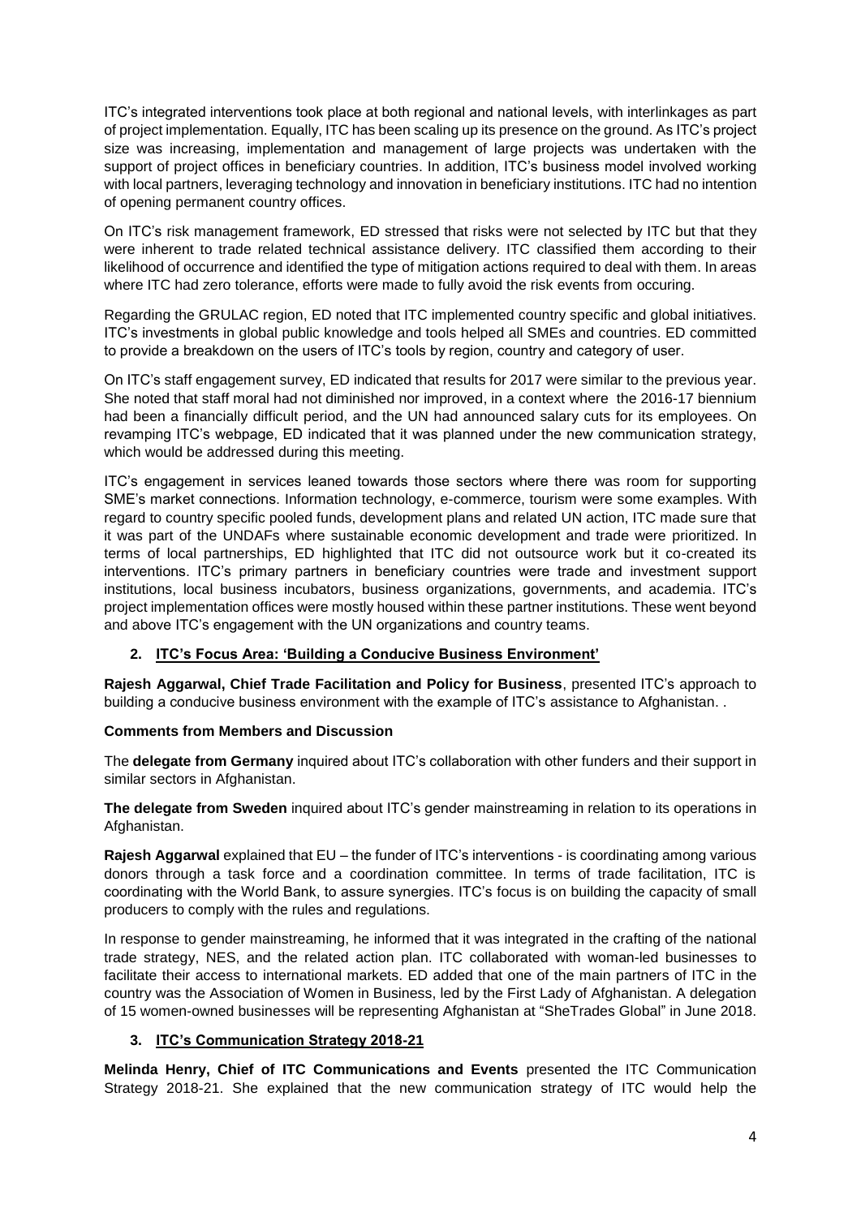ITC's integrated interventions took place at both regional and national levels, with interlinkages as part of project implementation. Equally, ITC has been scaling up its presence on the ground. As ITC's project size was increasing, implementation and management of large projects was undertaken with the support of project offices in beneficiary countries. In addition, ITC's business model involved working with local partners, leveraging technology and innovation in beneficiary institutions. ITC had no intention of opening permanent country offices.

On ITC's risk management framework, ED stressed that risks were not selected by ITC but that they were inherent to trade related technical assistance delivery. ITC classified them according to their likelihood of occurrence and identified the type of mitigation actions required to deal with them. In areas where ITC had zero tolerance, efforts were made to fully avoid the risk events from occuring.

Regarding the GRULAC region, ED noted that ITC implemented country specific and global initiatives. ITC's investments in global public knowledge and tools helped all SMEs and countries. ED committed to provide a breakdown on the users of ITC's tools by region, country and category of user.

On ITC's staff engagement survey, ED indicated that results for 2017 were similar to the previous year. She noted that staff moral had not diminished nor improved, in a context where the 2016-17 biennium had been a financially difficult period, and the UN had announced salary cuts for its employees. On revamping ITC's webpage, ED indicated that it was planned under the new communication strategy, which would be addressed during this meeting.

ITC's engagement in services leaned towards those sectors where there was room for supporting SME's market connections. Information technology, e-commerce, tourism were some examples. With regard to country specific pooled funds, development plans and related UN action, ITC made sure that it was part of the UNDAFs where sustainable economic development and trade were prioritized. In terms of local partnerships, ED highlighted that ITC did not outsource work but it co-created its interventions. ITC's primary partners in beneficiary countries were trade and investment support institutions, local business incubators, business organizations, governments, and academia. ITC's project implementation offices were mostly housed within these partner institutions. These went beyond and above ITC's engagement with the UN organizations and country teams.

## 2. ITC's Focus Area: 'Building a Conducive Business Environment'

**Rajesh Aggarwal, Chief Trade Facilitation and Policy for Business**, presented ITC's approach to building a conducive business environment with the example of ITC's assistance to Afghanistan. .

**Comments from Members and Discussion**

The **delegate from Germany** inquired about ITC's collaboration with other funders and their support in similar sectors in Afghanistan.

**The delegate from Sweden** inquired about ITC's gender mainstreaming in relation to its operations in Afghanistan.

**Rajesh Aggarwal** explained that EU – the funder of ITC's interventions - is coordinating among various donors through a task force and a coordination committee. In terms of trade facilitation, ITC is coordinating with the World Bank, to assure synergies. ITC's focus is on building the capacity of small producers to comply with the rules and regulations.

In response to gender mainstreaming, he informed that it was integrated in the crafting of the national trade strategy, NES, and the related action plan. ITC collaborated with woman-led businesses to facilitate their access to international markets. ED added that one of the main partners of ITC in the country was the Association of Women in Business, led by the First Lady of Afghanistan. A delegation of 15 women-owned businesses will be representing Afghanistan at "SheTrades Global" in June 2018.

## 3. ITC's Communication Strategy 2018-21

**Melinda Henry, Chief of ITC Communications and Events** presented the ITC Communication Strategy 2018-21. She explained that the new communication strategy of ITC would help the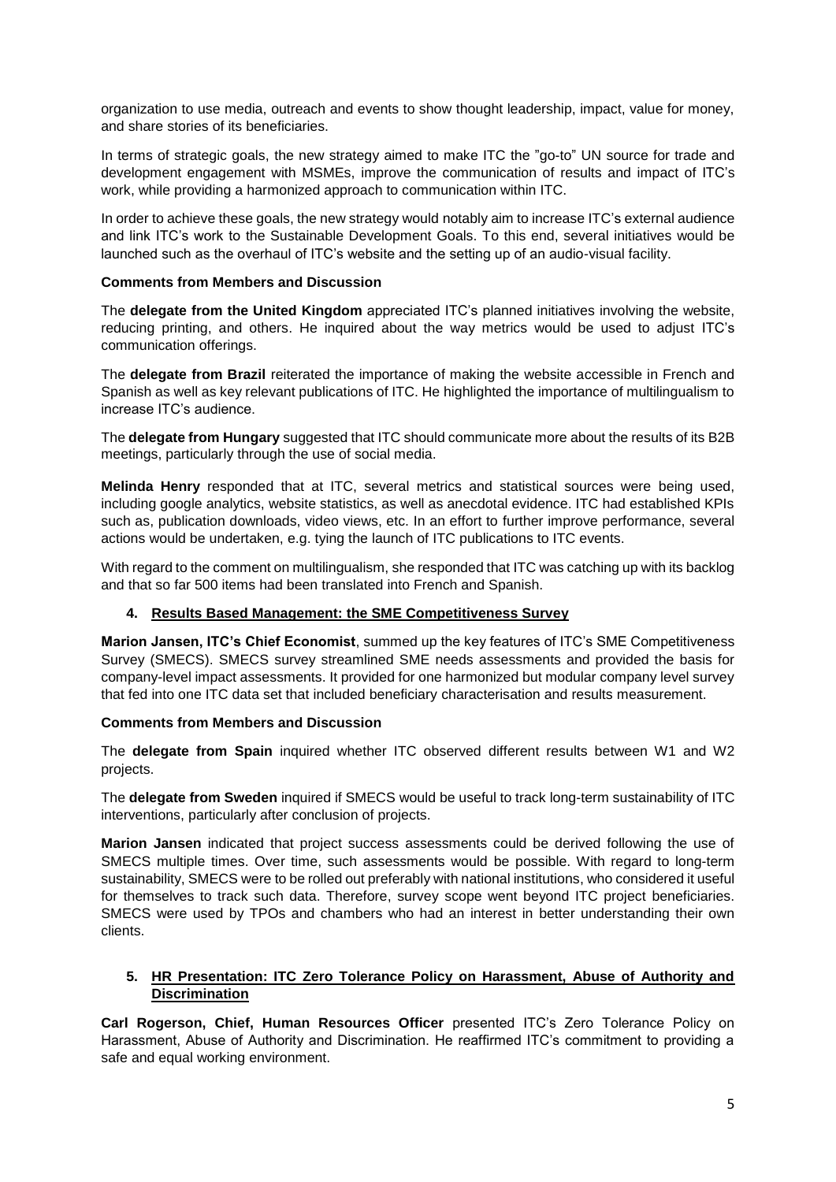organization to use media, outreach and events to show thought leadership, impact, value for money, and share stories of its beneficiaries.

In terms of strategic goals, the new strategy aimed to make ITC the "go-to" UN source for trade and development engagement with MSMEs, improve the communication of results and impact of ITC's work, while providing a harmonized approach to communication within ITC.

In order to achieve these goals, the new strategy would notably aim to increase ITC's external audience and link ITC's work to the Sustainable Development Goals. To this end, several initiatives would be launched such as the overhaul of ITC's website and the setting up of an audio-visual facility.

**Comments from Members and Discussion**

The **delegate from the United Kingdom** appreciated ITC's planned initiatives involving the website, reducing printing, and others. He inquired about the way metrics would be used to adjust ITC's communication offerings.

The **delegate from Brazil** reiterated the importance of making the website accessible in French and Spanish as well as key relevant publications of ITC. He highlighted the importance of multilingualism to increase ITC's audience.

The **delegate from Hungary** suggested that ITC should communicate more about the results of its B2B meetings, particularly through the use of social media.

**Melinda Henry** responded that at ITC, several metrics and statistical sources were being used, including google analytics, website statistics, as well as anecdotal evidence. ITC had established KPIs such as, publication downloads, video views, etc. In an effort to further improve performance, several actions would be undertaken, e.g. tying the launch of ITC publications to ITC events.

With regard to the comment on multilingualism, she responded that ITC was catching up with its backlog and that so far 500 items had been translated into French and Spanish.

## 4. Results Based Management: the SME Competitiveness Survey

**Marion Jansen, ITC's Chief Economist**, summed up the key features of ITC's SME Competitiveness Survey (SMECS). SMECS survey streamlined SME needs assessments and provided the basis for company-level impact assessments. It provided for one harmonized but modular company level survey that fed into one ITC data set that included beneficiary characterisation and results measurement.

**Comments from Members and Discussion**

The **delegate from Spain** inquired whether ITC observed different results between W1 and W2 projects.

The **delegate from Sweden** inquired if SMECS would be useful to track long-term sustainability of ITC interventions, particularly after conclusion of projects.

**Marion Jansen** indicated that project success assessments could be derived following the use of SMECS multiple times. Over time, such assessments would be possible. With regard to long-term sustainability, SMECS were to be rolled out preferably with national institutions, who considered it useful for themselves to track such data. Therefore, survey scope went beyond ITC project beneficiaries. SMECS were used by TPOs and chambers who had an interest in better understanding their own clients.

## 5. HR Presentation: ITC Zero Tolerance Policy on Harassment, Abuse of Authority and Discrimination

**Carl Rogerson, Chief, Human Resources Officer** presented ITC's Zero Tolerance Policy on Harassment, Abuse of Authority and Discrimination. He reaffirmed ITC's commitment to providing a safe and equal working environment.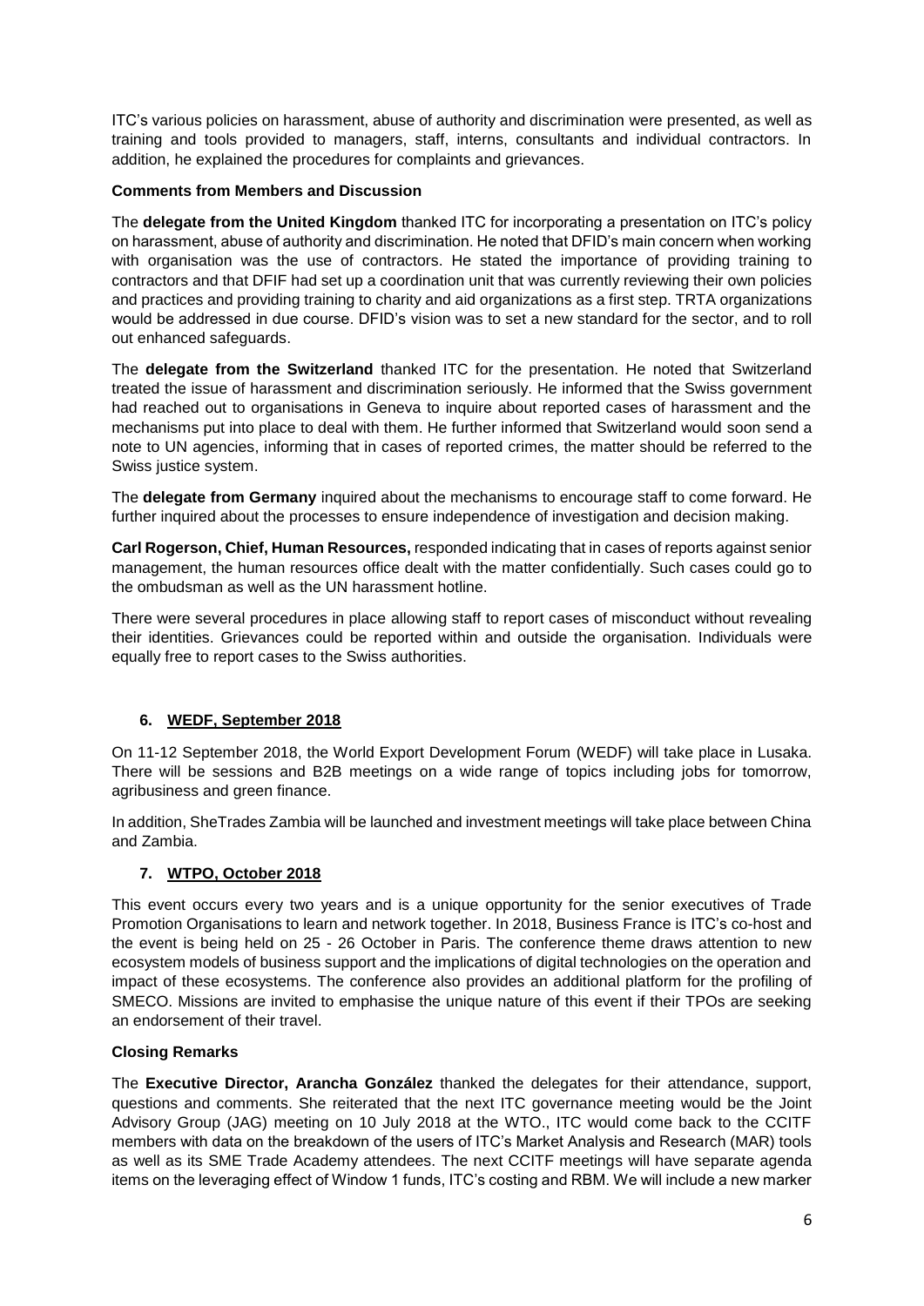ITC's various policies on harassment, abuse of authority and discrimination were presented, as well as training and tools provided to managers, staff, interns, consultants and individual contractors. In addition, he explained the procedures for complaints and grievances.

**Comments from Members and Discussion**

The **delegate from the United Kingdom** thanked ITC for incorporating a presentation on ITC's policy on harassment, abuse of authority and discrimination. He noted that DFID's main concern when working with organisation was the use of contractors. He stated the importance of providing training to contractors and that DFIF had set up a coordination unit that was currently reviewing their own policies and practices and providing training to charity and aid organizations as a first step. TRTA organizations would be addressed in due course. DFID's vision was to set a new standard for the sector, and to roll out enhanced safeguards.

The **delegate from the Switzerland** thanked ITC for the presentation. He noted that Switzerland treated the issue of harassment and discrimination seriously. He informed that the Swiss government had reached out to organisations in Geneva to inquire about reported cases of harassment and the mechanisms put into place to deal with them. He further informed that Switzerland would soon send a note to UN agencies, informing that in cases of reported crimes, the matter should be referred to the Swiss justice system.

The **delegate from Germany** inquired about the mechanisms to encourage staff to come forward. He further inquired about the processes to ensure independence of investigation and decision making.

**Carl Rogerson, Chief, Human Resources,** responded indicating that in cases of reports against senior management, the human resources office dealt with the matter confidentially. Such cases could go to the ombudsman as well as the UN harassment hotline.

There were several procedures in place allowing staff to report cases of misconduct without revealing their identities. Grievances could be reported within and outside the organisation. Individuals were equally free to report cases to the Swiss authorities.

## 6. WEDF, September 2018

On 11-12 September 2018, the World Export Development Forum (WEDF) will take place in Lusaka. There will be sessions and B2B meetings on a wide range of topics including jobs for tomorrow, agribusiness and green finance.

In addition, SheTrades Zambia will be launched and investment meetings will take place between China and Zambia.

## 7. WTPO, October 2018

This event occurs every two years and is a unique opportunity for the senior executives of Trade Promotion Organisations to learn and network together. In 2018, Business France is ITC's co-host and the event is being held on 25 - 26 October in Paris. The conference theme draws attention to new ecosystem models of business support and the implications of digital technologies on the operation and impact of these ecosystems. The conference also provides an additional platform for the profiling of SMECO. Missions are invited to emphasise the unique nature of this event if their TPOs are seeking an endorsement of their travel.

**Closing Remarks**

The **Executive Director, Arancha González** thanked the delegates for their attendance, support, questions and comments. She reiterated that the next ITC governance meeting would be the Joint Advisory Group (JAG) meeting on 10 July 2018 at the WTO., ITC would come back to the CCITF members with data on the breakdown of the users of ITC's Market Analysis and Research (MAR) tools as well as its SME Trade Academy attendees. The next CCITF meetings will have separate agenda items on the leveraging effect of Window 1 funds, ITC's costing and RBM. We will include a new marker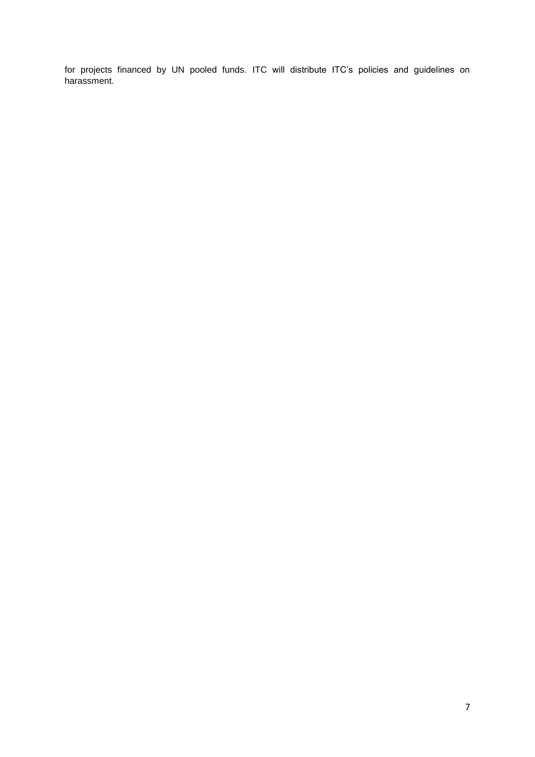for projects financed by UN pooled funds. ITC will distribute ITC's policies and guidelines on harassment.